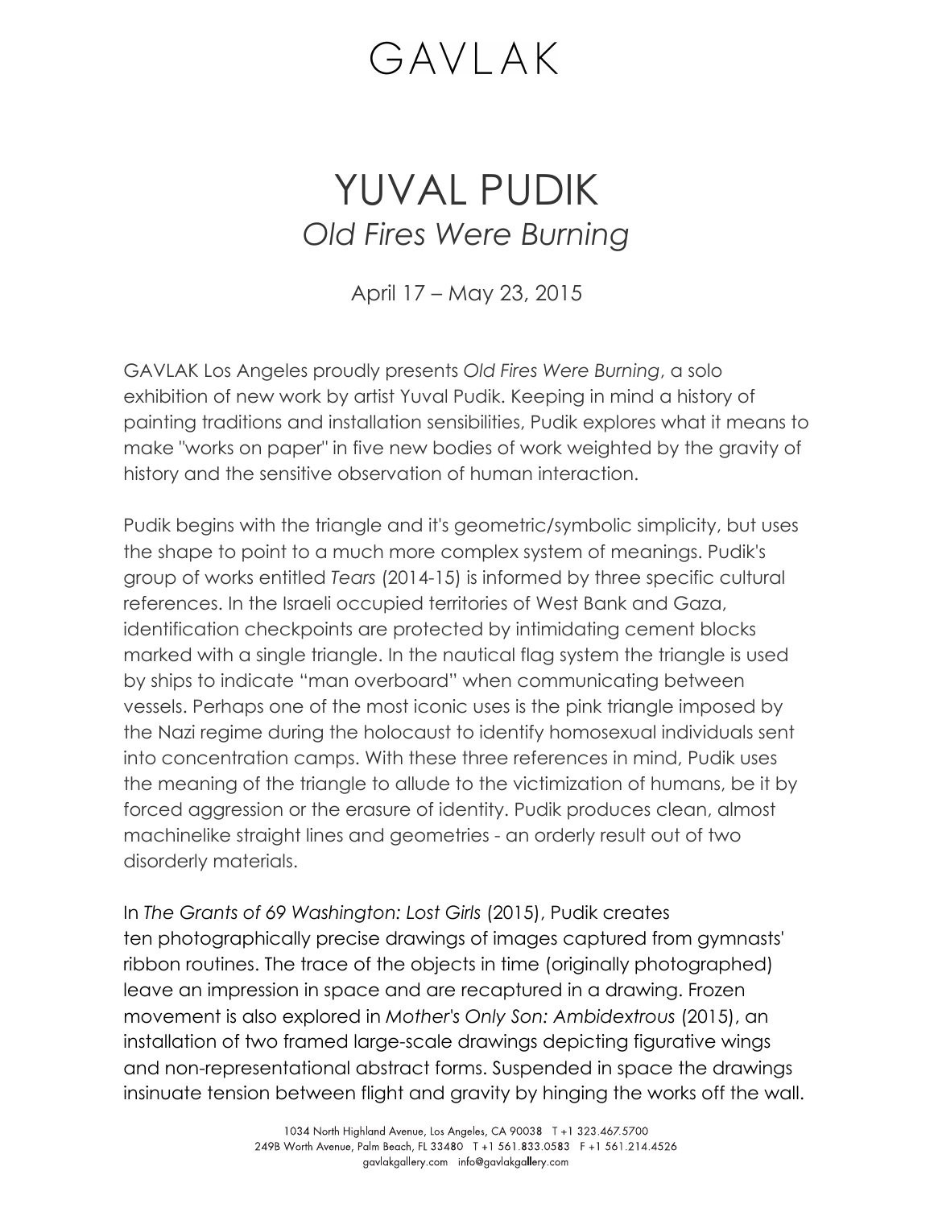# GAVLAK

# YUVAL PUDIK

## *Old Fires Were Burning*

April 17 – May 23, 2015

GAVLAK Los Angeles proudly presents *Old Fires Were Burning*, a solo exhibition of new work by artist Yuval Pudik. Keeping in mind a history of painting traditions and installation sensibilities, Pudik explores what it means to make "works on paper" in five new bodies of work weighted by the gravity of history and the sensitive observation of human interaction.

Pudik begins with the triangle and it's geometric/symbolic simplicity, but uses the shape to point to a much more complex system of meanings. Pudik's group of works entitled *Tears* (2014-15) is informed by three specific cultural references. In the Israeli occupied territories of West Bank and Gaza, identification checkpoints are protected by intimidating cement blocks marked with a single triangle. In the nautical flag system the triangle is used by ships to indicate "man overboard" when communicating between vessels. Perhaps one of the most iconic uses is the pink triangle imposed by the Nazi regime during the holocaust to identify homosexual individuals sent into concentration camps. With these three references in mind, Pudik uses the meaning of the triangle to allude to the victimization of humans, be it by forced aggression or the erasure of identity. Pudik produces clean, almost machinelike straight lines and geometries - an orderly result out of two disorderly materials.

In *The Grants of 69 Washington: Lost Girls* (2015), Pudik creates ten photographically precise drawings of images captured from gymnasts' ribbon routines. The trace of the objects in time (originally photographed) leave an impression in space and are recaptured in a drawing. Frozen movement is also explored in *Mother's Only Son: Ambidextrous* (2015), an installation of two framed large-scale drawings depicting figurative wings and non-representational abstract forms. Suspended in space the drawings insinuate tension between flight and gravity by hinging the works off the wall.

1034 North Highland Avenue, Los Angeles, CA 90038 T +1 323.467.5700
249B Worth Avenue, Palm Beach, FL 33480 T +1 561.833.0583 F +1 561.214.4526
gavlakgallery.com info@gavlakgallery.com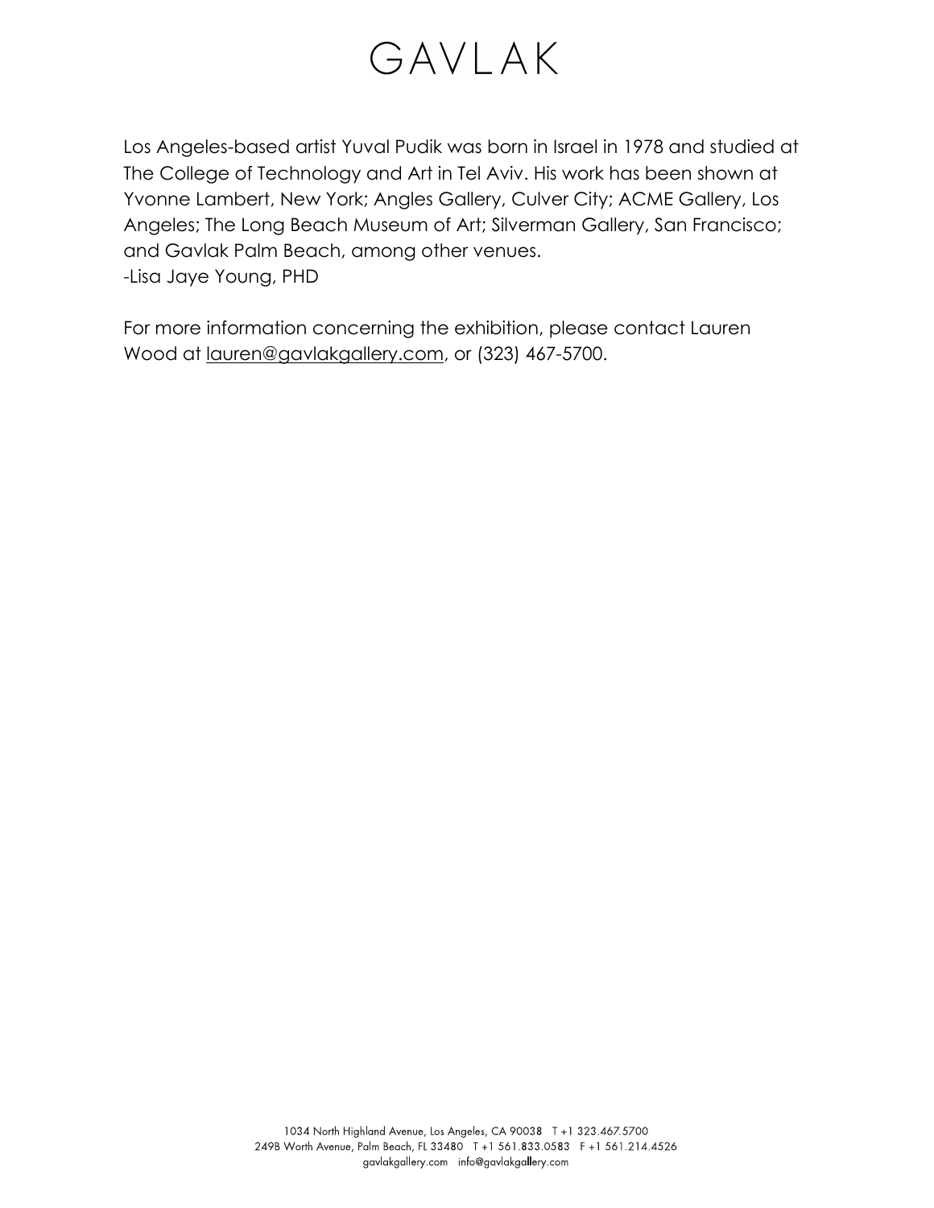Los Angeles-based artist Yuval Pudik was born in Israel in 1978 and studied at The College of Technology and Art in Tel Aviv. His work has been shown at Yvonne Lambert, New York; Angles Gallery, Culver City; ACME Gallery, Los Angeles; The Long Beach Museum of Art; Silverman Gallery, San Francisco; and Gavlak Palm Beach, among other venues.
-Lisa Jaye Young, PHD

For more information concerning the exhibition, please contact Lauren Wood at lauren@gavlakgallery.com, or (323) 467-5700.